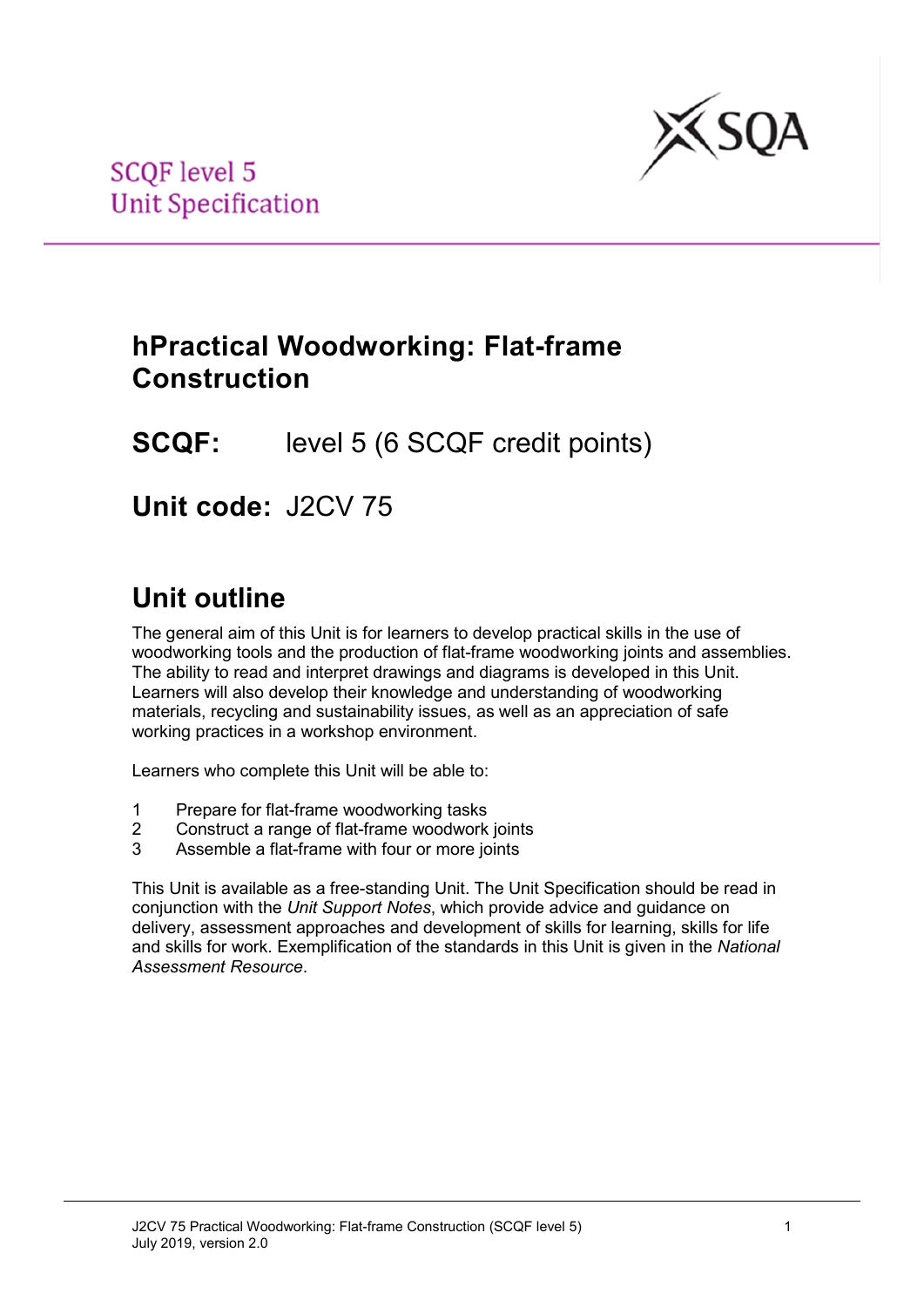SCQF level 5
Unit Specification

# hPractical Woodworking: Flat-frame Construction

## SCQF: level 5 (6 SCQF credit points)

## Unit code: J2CV 75

## Unit outline

The general aim of this Unit is for learners to develop practical skills in the use of woodworking tools and the production of flat-frame woodworking joints and assemblies. The ability to read and interpret drawings and diagrams is developed in this Unit. Learners will also develop their knowledge and understanding of woodworking materials, recycling and sustainability issues, as well as an appreciation of safe working practices in a workshop environment.

Learners who complete this Unit will be able to:

1. Prepare for flat-frame woodworking tasks
2. Construct a range of flat-frame woodwork joints
3. Assemble a flat-frame with four or more joints

This Unit is available as a free-standing Unit. The Unit Specification should be read in conjunction with the *Unit Support Notes*, which provide advice and guidance on delivery, assessment approaches and development of skills for learning, skills for life and skills for work. Exemplification of the standards in this Unit is given in the *National Assessment Resource*.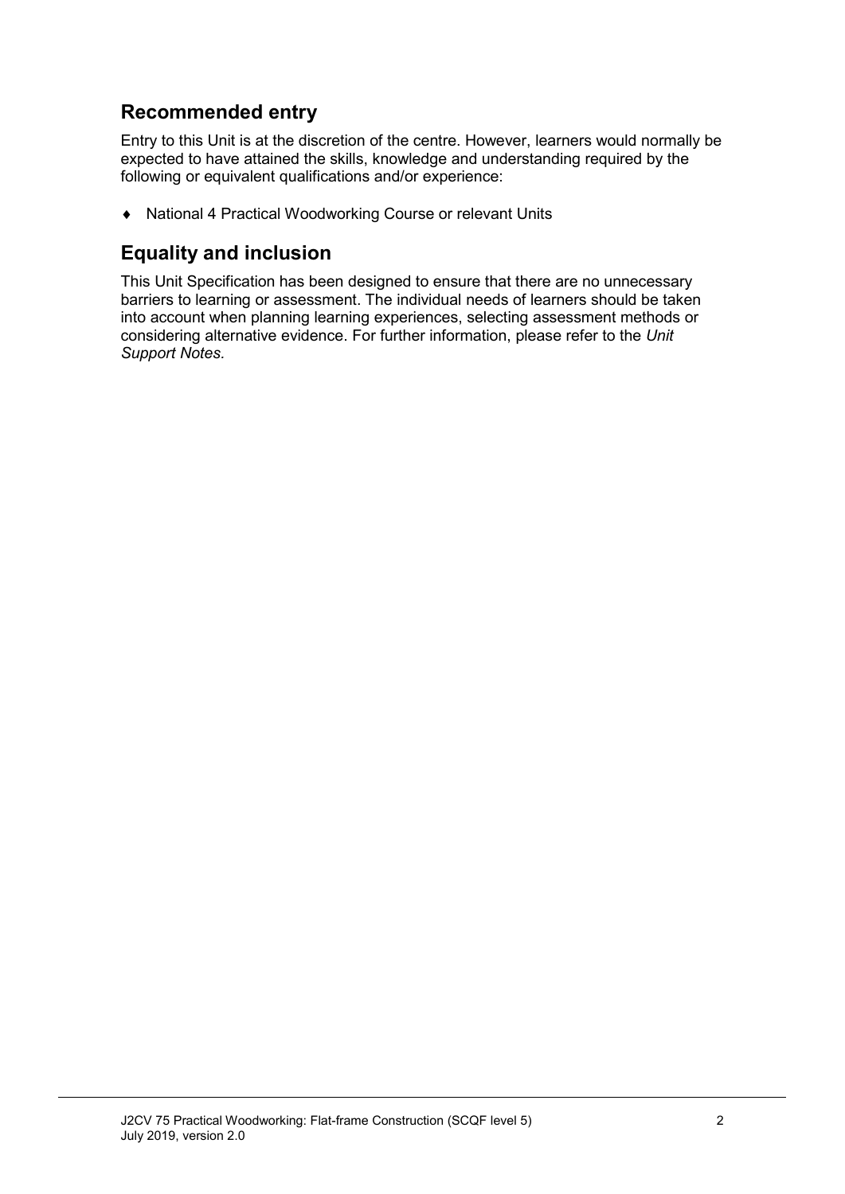## Recommended entry

Entry to this Unit is at the discretion of the centre. However, learners would normally be expected to have attained the skills, knowledge and understanding required by the following or equivalent qualifications and/or experience:

- National 4 Practical Woodworking Course or relevant Units

## Equality and inclusion

This Unit Specification has been designed to ensure that there are no unnecessary barriers to learning or assessment. The individual needs of learners should be taken into account when planning learning experiences, selecting assessment methods or considering alternative evidence. For further information, please refer to the *Unit Support Notes.*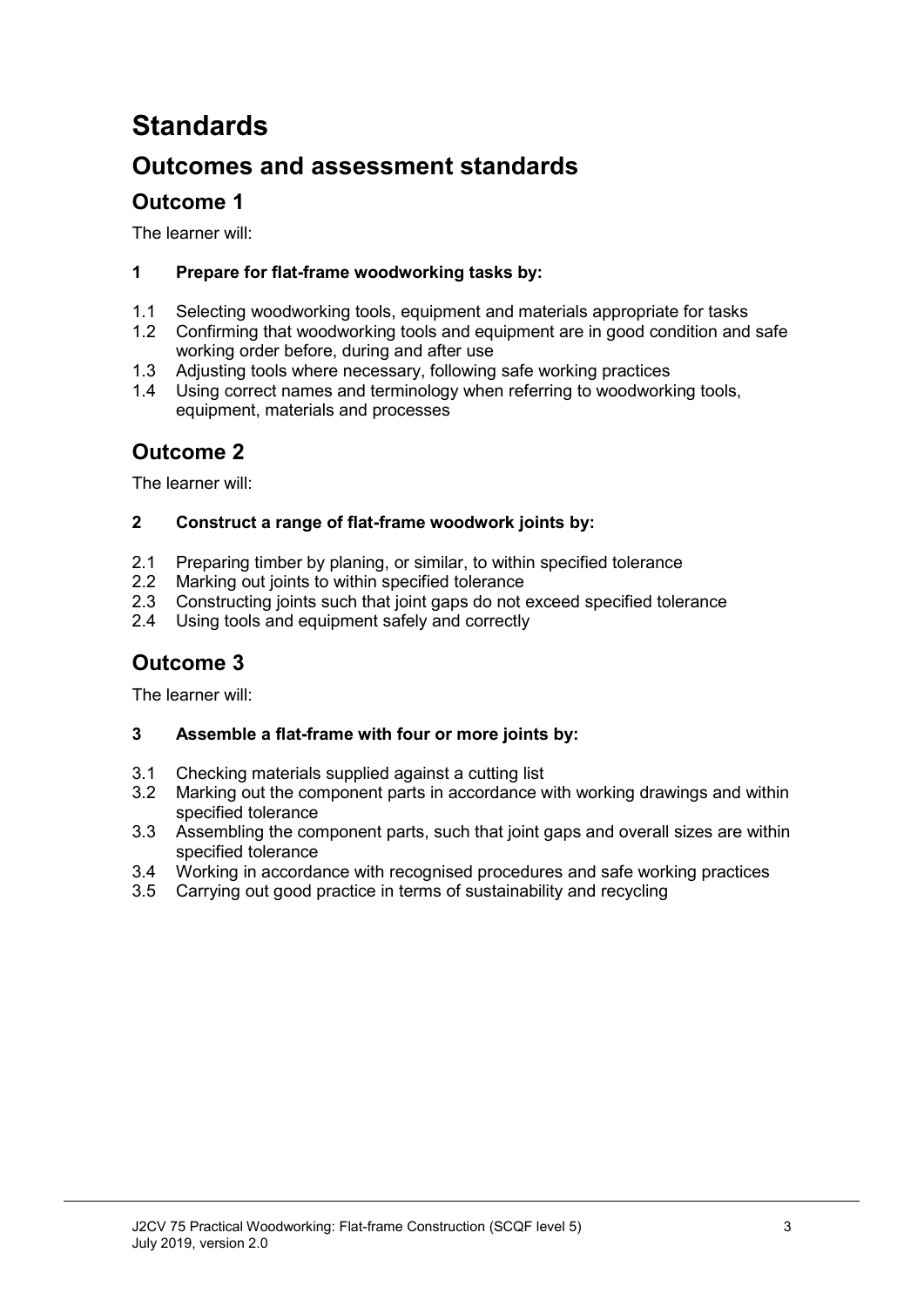# Standards

## Outcomes and assessment standards

### Outcome 1

The learner will:

**1 Prepare for flat-frame woodworking tasks by:**

1.1 Selecting woodworking tools, equipment and materials appropriate for tasks
1.2 Confirming that woodworking tools and equipment are in good condition and safe working order before, during and after use
1.3 Adjusting tools where necessary, following safe working practices
1.4 Using correct names and terminology when referring to woodworking tools, equipment, materials and processes

### Outcome 2

The learner will:

**2 Construct a range of flat-frame woodwork joints by:**

2.1 Preparing timber by planing, or similar, to within specified tolerance
2.2 Marking out joints to within specified tolerance
2.3 Constructing joints such that joint gaps do not exceed specified tolerance
2.4 Using tools and equipment safely and correctly

### Outcome 3

The learner will:

**3 Assemble a flat-frame with four or more joints by:**

3.1 Checking materials supplied against a cutting list
3.2 Marking out the component parts in accordance with working drawings and within specified tolerance
3.3 Assembling the component parts, such that joint gaps and overall sizes are within specified tolerance
3.4 Working in accordance with recognised procedures and safe working practices
3.5 Carrying out good practice in terms of sustainability and recycling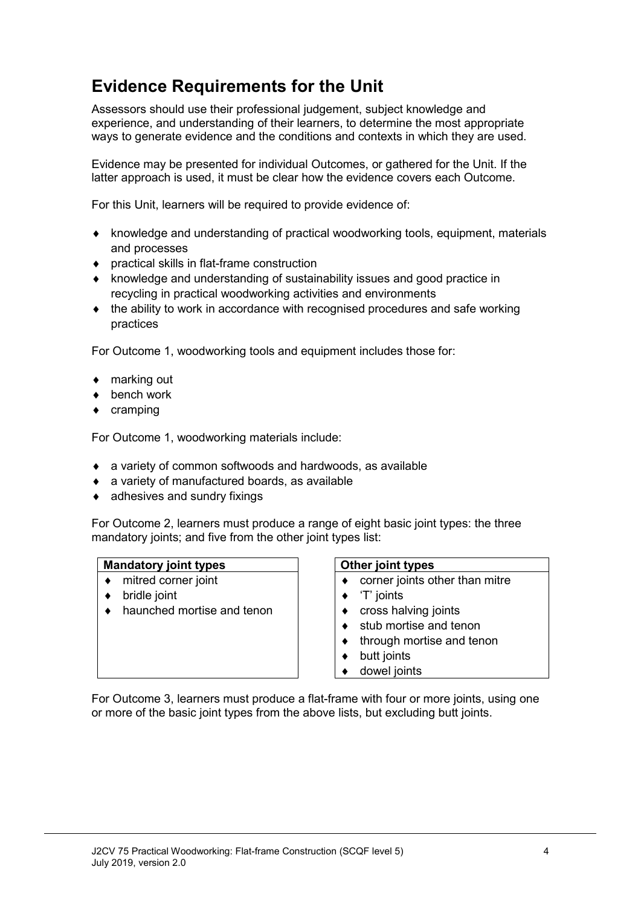## Evidence Requirements for the Unit

Assessors should use their professional judgement, subject knowledge and experience, and understanding of their learners, to determine the most appropriate ways to generate evidence and the conditions and contexts in which they are used.

Evidence may be presented for individual Outcomes, or gathered for the Unit. If the latter approach is used, it must be clear how the evidence covers each Outcome.

For this Unit, learners will be required to provide evidence of:

- knowledge and understanding of practical woodworking tools, equipment, materials and processes
- practical skills in flat-frame construction
- knowledge and understanding of sustainability issues and good practice in recycling in practical woodworking activities and environments
- the ability to work in accordance with recognised procedures and safe working practices

For Outcome 1, woodworking tools and equipment includes those for:

- marking out
- bench work
- cramping

For Outcome 1, woodworking materials include:

- a variety of common softwoods and hardwoods, as available
- a variety of manufactured boards, as available
- adhesives and sundry fixings

For Outcome 2, learners must produce a range of eight basic joint types: the three mandatory joints; and five from the other joint types list:

| Mandatory joint types |
|---|
| mitred corner joint |
| bridle joint |
| haunched mortise and tenon |

| Other joint types |
|---|
| corner joints other than mitre |
| 'T' joints |
| cross halving joints |
| stub mortise and tenon |
| through mortise and tenon |
| butt joints |
| dowel joints |

For Outcome 3, learners must produce a flat-frame with four or more joints, using one or more of the basic joint types from the above lists, but excluding butt joints.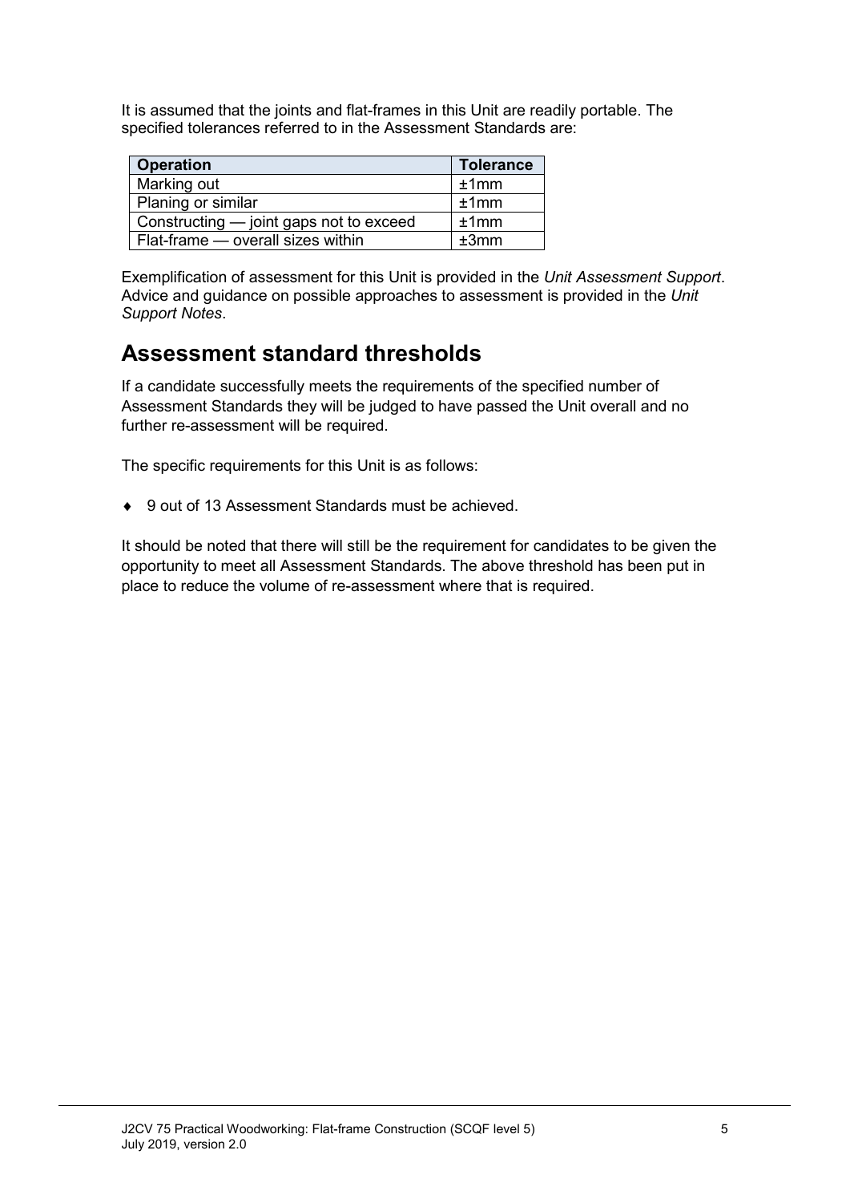It is assumed that the joints and flat-frames in this Unit are readily portable. The specified tolerances referred to in the Assessment Standards are:

| Operation | Tolerance |
| --- | --- |
| Marking out | ±1mm |
| Planing or similar | ±1mm |
| Constructing — joint gaps not to exceed | ±1mm |
| Flat-frame — overall sizes within | ±3mm |

Exemplification of assessment for this Unit is provided in the *Unit Assessment Support*. Advice and guidance on possible approaches to assessment is provided in the *Unit Support Notes*.

## Assessment standard thresholds

If a candidate successfully meets the requirements of the specified number of Assessment Standards they will be judged to have passed the Unit overall and no further re-assessment will be required.

The specific requirements for this Unit is as follows:

- 9 out of 13 Assessment Standards must be achieved.

It should be noted that there will still be the requirement for candidates to be given the opportunity to meet all Assessment Standards. The above threshold has been put in place to reduce the volume of re-assessment where that is required.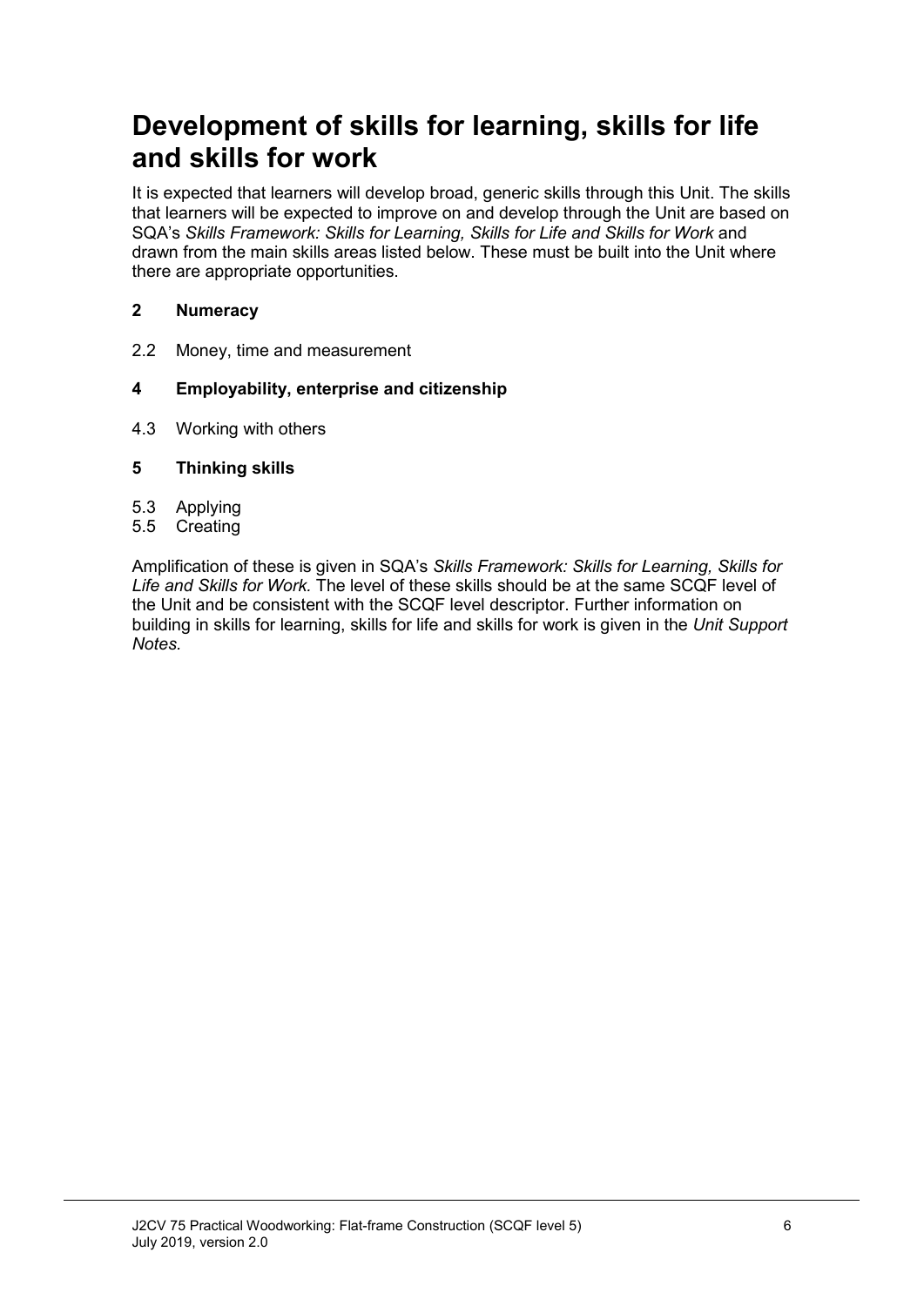# Development of skills for learning, skills for life and skills for work

It is expected that learners will develop broad, generic skills through this Unit. The skills that learners will be expected to improve on and develop through the Unit are based on SQA's *Skills Framework: Skills for Learning, Skills for Life and Skills for Work* and drawn from the main skills areas listed below. These must be built into the Unit where there are appropriate opportunities.

**2 Numeracy**

2.2 Money, time and measurement

**4 Employability, enterprise and citizenship**

4.3 Working with others

**5 Thinking skills**

5.3 Applying
5.5 Creating

Amplification of these is given in SQA's *Skills Framework: Skills for Learning, Skills for Life and Skills for Work.* The level of these skills should be at the same SCQF level of the Unit and be consistent with the SCQF level descriptor. Further information on building in skills for learning, skills for life and skills for work is given in the *Unit Support Notes.*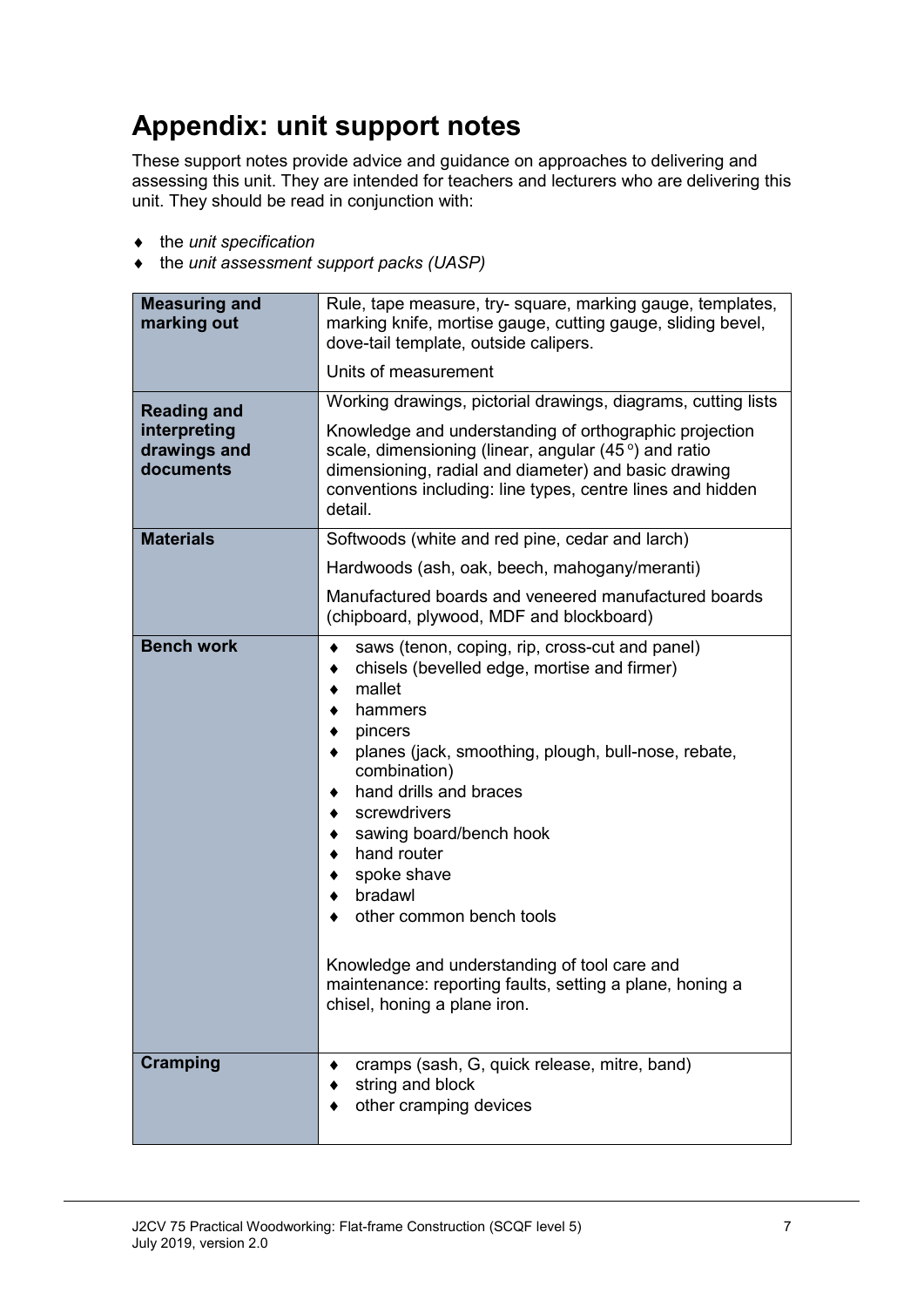# Appendix: unit support notes

These support notes provide advice and guidance on approaches to delivering and assessing this unit. They are intended for teachers and lecturers who are delivering this unit. They should be read in conjunction with:

- the *unit specification*
- the *unit assessment support packs (UASP)*

| | |
|---|---|
| **Measuring and marking out** | Rule, tape measure, try- square, marking gauge, templates, marking knife, mortise gauge, cutting gauge, sliding bevel, dove-tail template, outside calipers.<br><br>Units of measurement |
| **Reading and interpreting drawings and documents** | Working drawings, pictorial drawings, diagrams, cutting lists<br><br>Knowledge and understanding of orthographic projection scale, dimensioning (linear, angular (45°) and ratio dimensioning, radial and diameter) and basic drawing conventions including: line types, centre lines and hidden detail. |
| **Materials** | Softwoods (white and red pine, cedar and larch)<br><br>Hardwoods (ash, oak, beech, mahogany/meranti)<br><br>Manufactured boards and veneered manufactured boards (chipboard, plywood, MDF and blockboard) |
| **Bench work** | ♦ saws (tenon, coping, rip, cross-cut and panel)<br>♦ chisels (bevelled edge, mortise and firmer)<br>♦ mallet<br>♦ hammers<br>♦ pincers<br>♦ planes (jack, smoothing, plough, bull-nose, rebate, combination)<br>♦ hand drills and braces<br>♦ screwdrivers<br>♦ sawing board/bench hook<br>♦ hand router<br>♦ spoke shave<br>♦ bradawl<br>♦ other common bench tools<br><br>Knowledge and understanding of tool care and maintenance: reporting faults, setting a plane, honing a chisel, honing a plane iron. |
| **Cramping** | ♦ cramps (sash, G, quick release, mitre, band)<br>♦ string and block<br>♦ other cramping devices |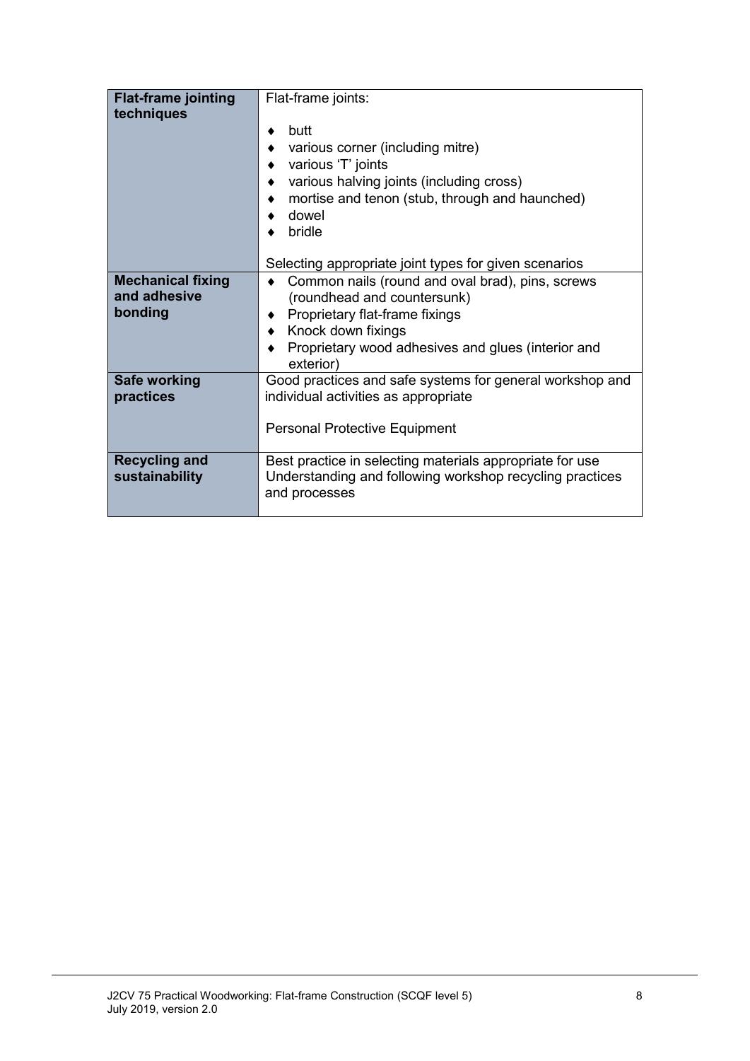| | |
|---|---|
| **Flat-frame jointing techniques** | Flat-frame joints:<br><br>♦ butt<br>♦ various corner (including mitre)<br>♦ various 'T' joints<br>♦ various halving joints (including cross)<br>♦ mortise and tenon (stub, through and haunched)<br>♦ dowel<br>♦ bridle<br><br>Selecting appropriate joint types for given scenarios |
| **Mechanical fixing and adhesive bonding** | ♦ Common nails (round and oval brad), pins, screws (roundhead and countersunk)<br>♦ Proprietary flat-frame fixings<br>♦ Knock down fixings<br>♦ Proprietary wood adhesives and glues (interior and exterior) |
| **Safe working practices** | Good practices and safe systems for general workshop and individual activities as appropriate<br><br>Personal Protective Equipment |
| **Recycling and sustainability** | Best practice in selecting materials appropriate for use<br>Understanding and following workshop recycling practices and processes |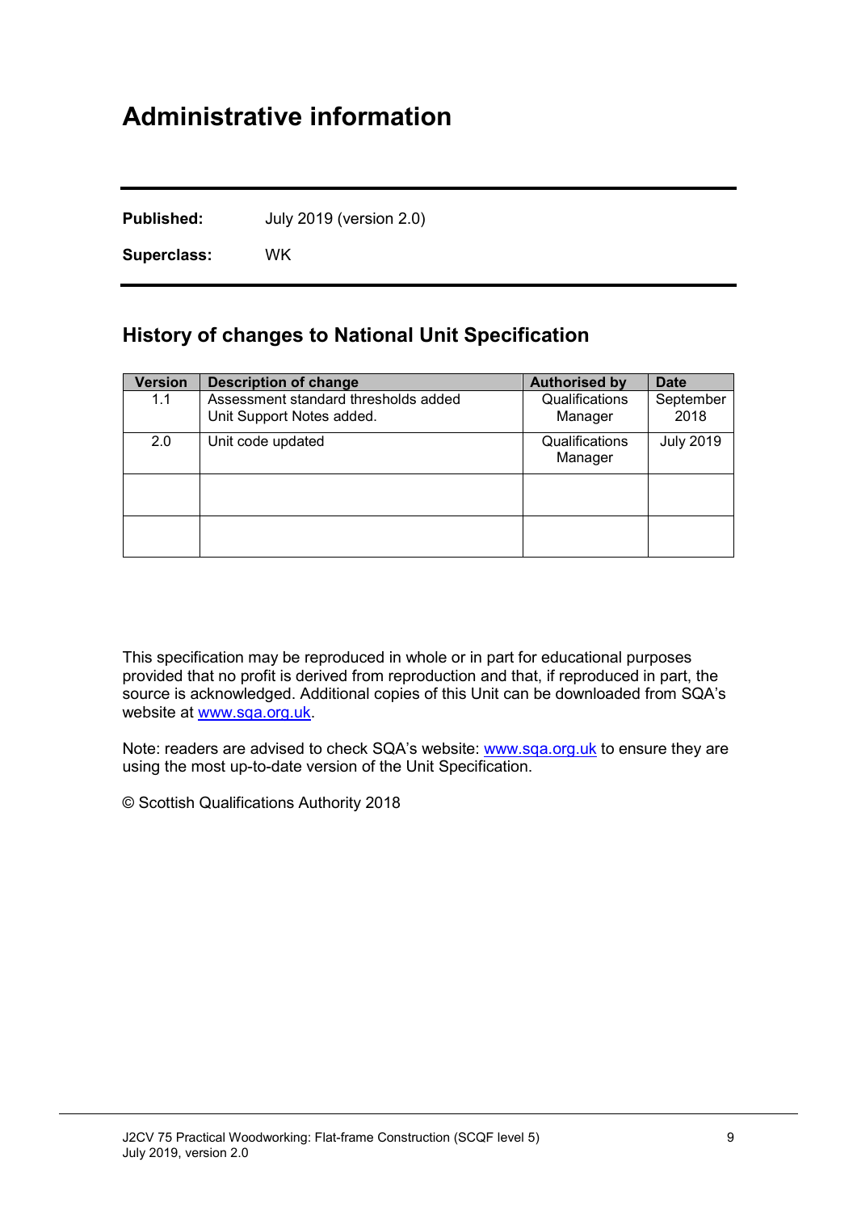# Administrative information

**Published:** July 2019 (version 2.0)

**Superclass:** WK

## History of changes to National Unit Specification

| Version | Description of change | Authorised by | Date |
|---|---|---|---|
| 1.1 | Assessment standard thresholds added<br>Unit Support Notes added. | Qualifications Manager | September 2018 |
| 2.0 | Unit code updated | Qualifications Manager | July 2019 |
| | | | |
| | | | |

This specification may be reproduced in whole or in part for educational purposes provided that no profit is derived from reproduction and that, if reproduced in part, the source is acknowledged. Additional copies of this Unit can be downloaded from SQA's website at www.sqa.org.uk.

Note: readers are advised to check SQA's website: www.sqa.org.uk to ensure they are using the most up-to-date version of the Unit Specification.

© Scottish Qualifications Authority 2018